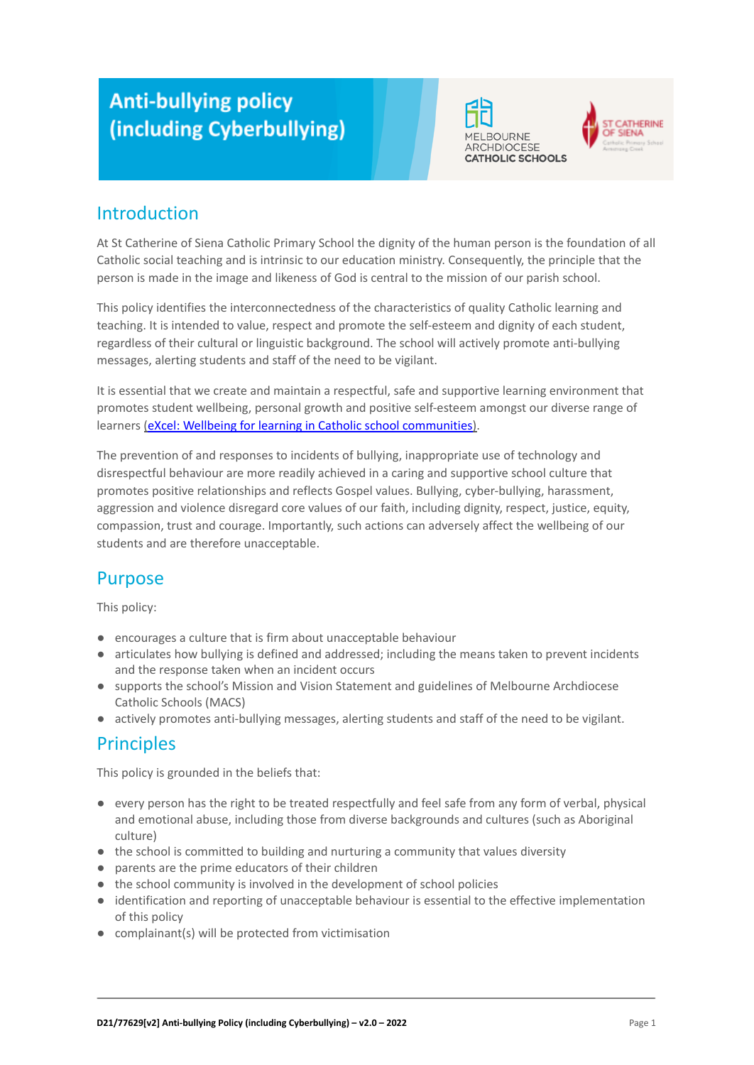# Anti-bullying policy (including Cyberbullying)

## Introduction

At St Catherine of Siena Catholic Primary School the dignity of the human person is the foundation of all Catholic social teaching and is intrinsic to our education ministry. Consequently, the principle that the person is made in the image and likeness of God is central to the mission of our parish school.

This policy identifies the interconnectedness of the characteristics of quality Catholic learning and teaching. It is intended to value, respect and promote the self-esteem and dignity of each student, regardless of their cultural or linguistic background. The school will actively promote anti-bullying messages, alerting students and staff of the need to be vigilant.

It is essential that we create and maintain a respectful, safe and supportive learning environment that promotes student wellbeing, personal growth and positive self-esteem amongst our diverse range of learners (eXcel: Wellbeing for learning in Catholic school communities).

The prevention of and responses to incidents of bullying, inappropriate use of technology and disrespectful behaviour are more readily achieved in a caring and supportive school culture that promotes positive relationships and reflects Gospel values. Bullying, cyber-bullying, harassment, aggression and violence disregard core values of our faith, including dignity, respect, justice, equity, compassion, trust and courage. Importantly, such actions can adversely affect the wellbeing of our students and are therefore unacceptable.

## Purpose

This policy:

- encourages a culture that is firm about unacceptable behaviour
- articulates how bullying is defined and addressed; including the means taken to prevent incidents and the response taken when an incident occurs
- supports the school's Mission and Vision Statement and guidelines of Melbourne Archdiocese Catholic Schools (MACS)
- actively promotes anti-bullying messages, alerting students and staff of the need to be vigilant.

## Principles

This policy is grounded in the beliefs that:

- every person has the right to be treated respectfully and feel safe from any form of verbal, physical and emotional abuse, including those from diverse backgrounds and cultures (such as Aboriginal culture)
- the school is committed to building and nurturing a community that values diversity
- parents are the prime educators of their children
- the school community is involved in the development of school policies
- identification and reporting of unacceptable behaviour is essential to the effective implementation of this policy
- complainant(s) will be protected from victimisation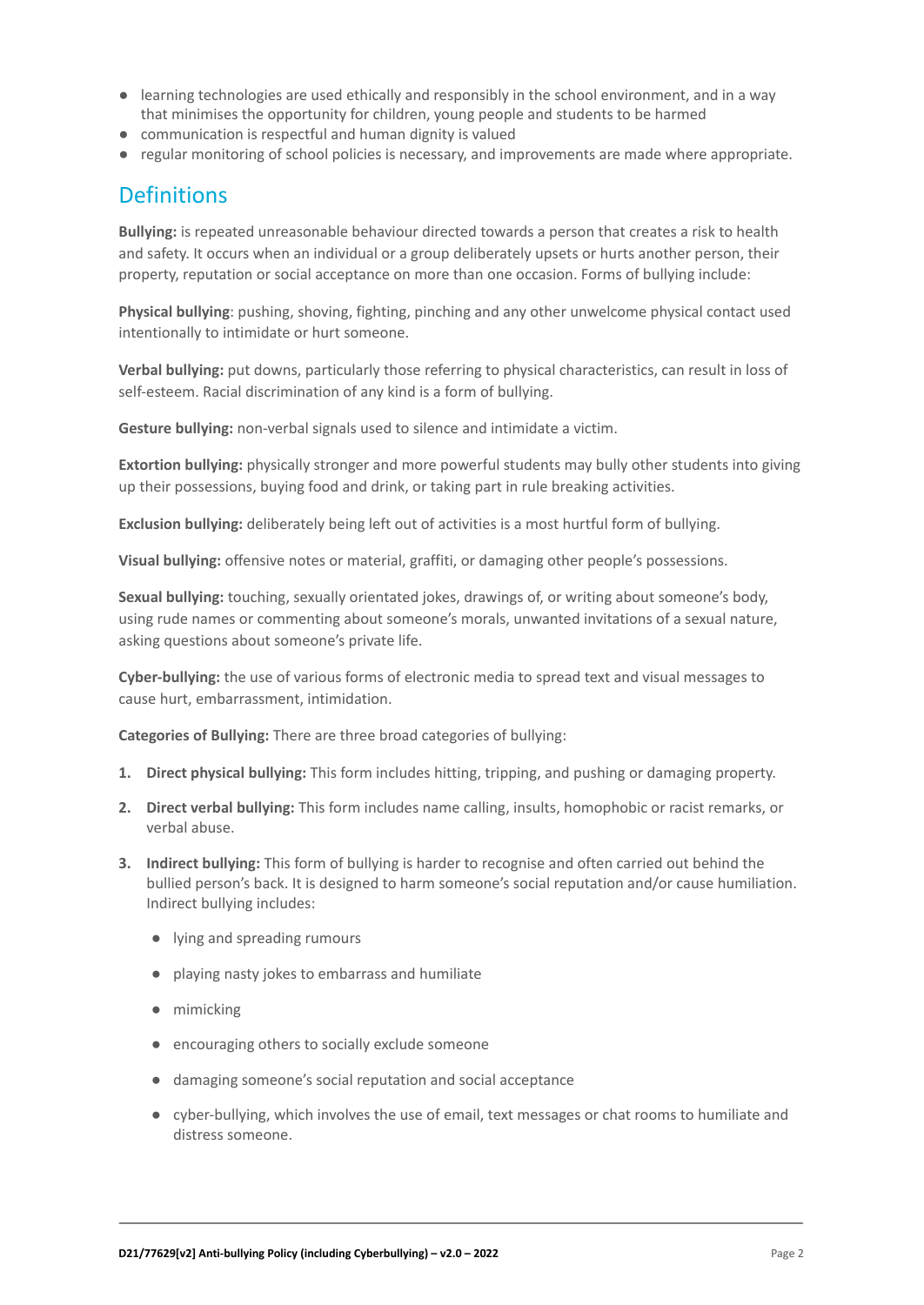- learning technologies are used ethically and responsibly in the school environment, and in a way that minimises the opportunity for children, young people and students to be harmed
- communication is respectful and human dignity is valued
- regular monitoring of school policies is necessary, and improvements are made where appropriate.

## Definitions

**Bullying:** is repeated unreasonable behaviour directed towards a person that creates a risk to health and safety. It occurs when an individual or a group deliberately upsets or hurts another person, their property, reputation or social acceptance on more than one occasion. Forms of bullying include:

**Physical bullying**: pushing, shoving, fighting, pinching and any other unwelcome physical contact used intentionally to intimidate or hurt someone.

**Verbal bullying:** put downs, particularly those referring to physical characteristics, can result in loss of self-esteem. Racial discrimination of any kind is a form of bullying.

**Gesture bullying:** non-verbal signals used to silence and intimidate a victim.

**Extortion bullying:** physically stronger and more powerful students may bully other students into giving up their possessions, buying food and drink, or taking part in rule breaking activities.

**Exclusion bullying:** deliberately being left out of activities is a most hurtful form of bullying.

**Visual bullying:** offensive notes or material, graffiti, or damaging other people's possessions.

**Sexual bullying:** touching, sexually orientated jokes, drawings of, or writing about someone's body, using rude names or commenting about someone's morals, unwanted invitations of a sexual nature, asking questions about someone's private life.

**Cyber-bullying:** the use of various forms of electronic media to spread text and visual messages to cause hurt, embarrassment, intimidation.

**Categories of Bullying:** There are three broad categories of bullying:

1. **Direct physical bullying:** This form includes hitting, tripping, and pushing or damaging property.
2. **Direct verbal bullying:** This form includes name calling, insults, homophobic or racist remarks, or verbal abuse.
3. **Indirect bullying:** This form of bullying is harder to recognise and often carried out behind the bullied person's back. It is designed to harm someone's social reputation and/or cause humiliation. Indirect bullying includes:
   - lying and spreading rumours
   - playing nasty jokes to embarrass and humiliate
   - mimicking
   - encouraging others to socially exclude someone
   - damaging someone's social reputation and social acceptance
   - cyber-bullying, which involves the use of email, text messages or chat rooms to humiliate and distress someone.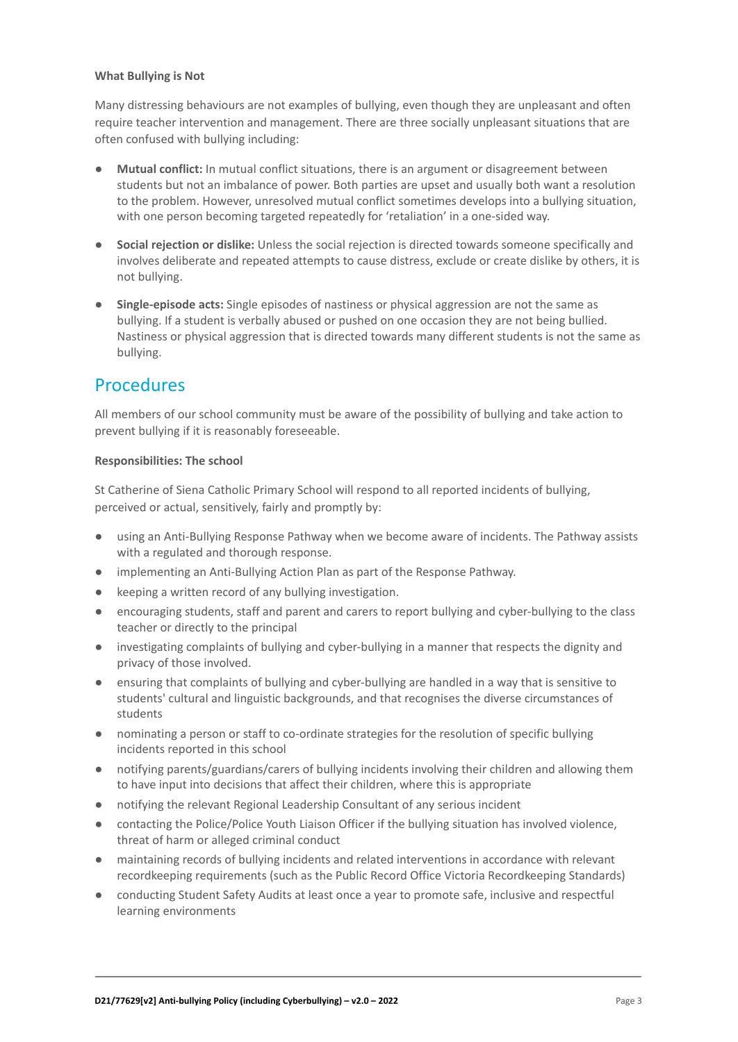**What Bullying is Not**

Many distressing behaviours are not examples of bullying, even though they are unpleasant and often require teacher intervention and management. There are three socially unpleasant situations that are often confused with bullying including:

- **Mutual conflict:** In mutual conflict situations, there is an argument or disagreement between students but not an imbalance of power. Both parties are upset and usually both want a resolution to the problem. However, unresolved mutual conflict sometimes develops into a bullying situation, with one person becoming targeted repeatedly for 'retaliation' in a one-sided way.

- **Social rejection or dislike:** Unless the social rejection is directed towards someone specifically and involves deliberate and repeated attempts to cause distress, exclude or create dislike by others, it is not bullying.

- **Single-episode acts:** Single episodes of nastiness or physical aggression are not the same as bullying. If a student is verbally abused or pushed on one occasion they are not being bullied. Nastiness or physical aggression that is directed towards many different students is not the same as bullying.

## Procedures

All members of our school community must be aware of the possibility of bullying and take action to prevent bullying if it is reasonably foreseeable.

**Responsibilities: The school**

St Catherine of Siena Catholic Primary School will respond to all reported incidents of bullying, perceived or actual, sensitively, fairly and promptly by:

- using an Anti-Bullying Response Pathway when we become aware of incidents. The Pathway assists with a regulated and thorough response.
- implementing an Anti-Bullying Action Plan as part of the Response Pathway.
- keeping a written record of any bullying investigation.
- encouraging students, staff and parent and carers to report bullying and cyber-bullying to the class teacher or directly to the principal
- investigating complaints of bullying and cyber-bullying in a manner that respects the dignity and privacy of those involved.
- ensuring that complaints of bullying and cyber-bullying are handled in a way that is sensitive to students' cultural and linguistic backgrounds, and that recognises the diverse circumstances of students
- nominating a person or staff to co-ordinate strategies for the resolution of specific bullying incidents reported in this school
- notifying parents/guardians/carers of bullying incidents involving their children and allowing them to have input into decisions that affect their children, where this is appropriate
- notifying the relevant Regional Leadership Consultant of any serious incident
- contacting the Police/Police Youth Liaison Officer if the bullying situation has involved violence, threat of harm or alleged criminal conduct
- maintaining records of bullying incidents and related interventions in accordance with relevant recordkeeping requirements (such as the Public Record Office Victoria Recordkeeping Standards)
- conducting Student Safety Audits at least once a year to promote safe, inclusive and respectful learning environments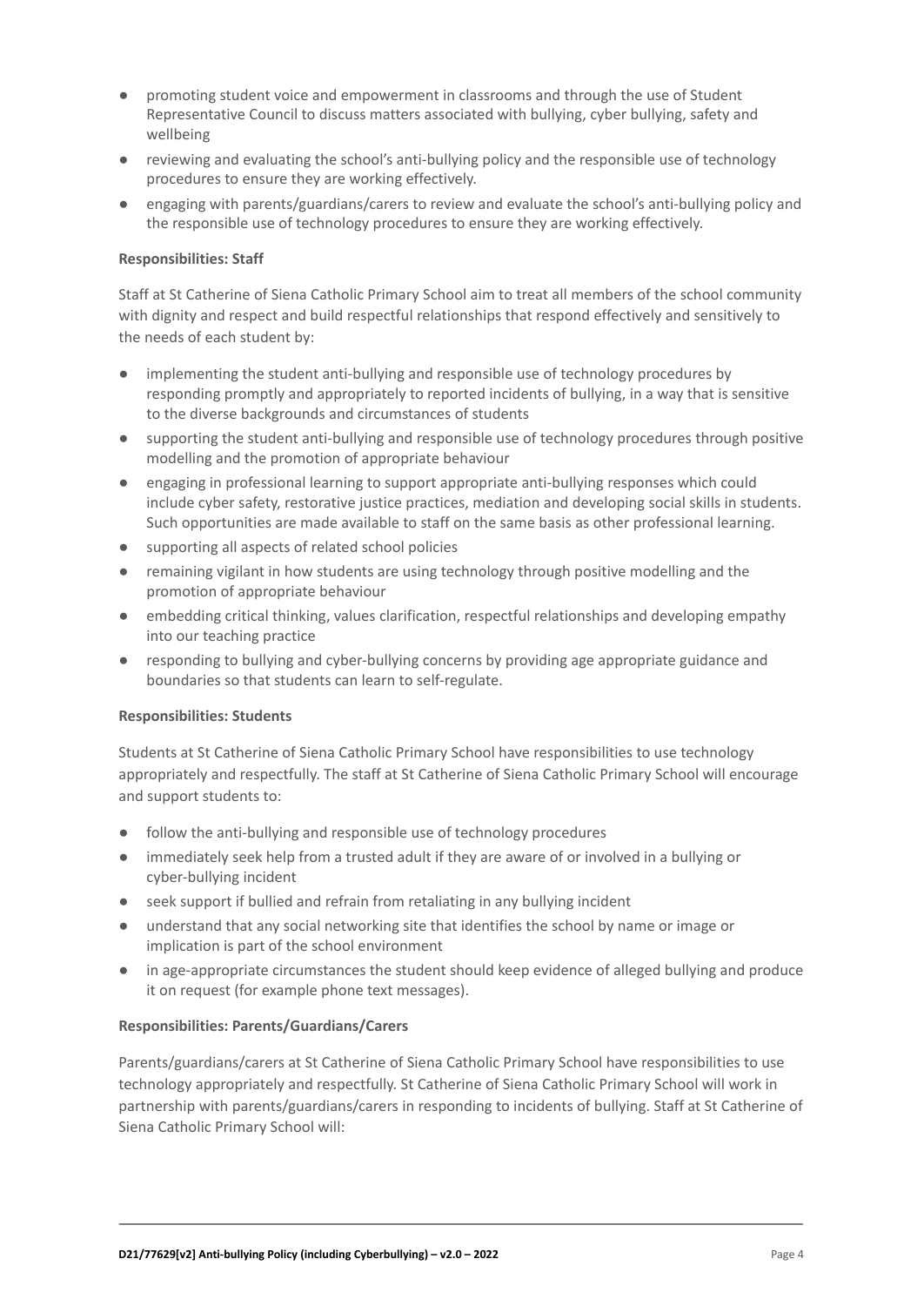- promoting student voice and empowerment in classrooms and through the use of Student Representative Council to discuss matters associated with bullying, cyber bullying, safety and wellbeing
- reviewing and evaluating the school's anti-bullying policy and the responsible use of technology procedures to ensure they are working effectively.
- engaging with parents/guardians/carers to review and evaluate the school's anti-bullying policy and the responsible use of technology procedures to ensure they are working effectively.

**Responsibilities: Staff**

Staff at St Catherine of Siena Catholic Primary School aim to treat all members of the school community with dignity and respect and build respectful relationships that respond effectively and sensitively to the needs of each student by:

- implementing the student anti-bullying and responsible use of technology procedures by responding promptly and appropriately to reported incidents of bullying, in a way that is sensitive to the diverse backgrounds and circumstances of students
- supporting the student anti-bullying and responsible use of technology procedures through positive modelling and the promotion of appropriate behaviour
- engaging in professional learning to support appropriate anti-bullying responses which could include cyber safety, restorative justice practices, mediation and developing social skills in students. Such opportunities are made available to staff on the same basis as other professional learning.
- supporting all aspects of related school policies
- remaining vigilant in how students are using technology through positive modelling and the promotion of appropriate behaviour
- embedding critical thinking, values clarification, respectful relationships and developing empathy into our teaching practice
- responding to bullying and cyber-bullying concerns by providing age appropriate guidance and boundaries so that students can learn to self-regulate.

**Responsibilities: Students**

Students at St Catherine of Siena Catholic Primary School have responsibilities to use technology appropriately and respectfully. The staff at St Catherine of Siena Catholic Primary School will encourage and support students to:

- follow the anti-bullying and responsible use of technology procedures
- immediately seek help from a trusted adult if they are aware of or involved in a bullying or cyber-bullying incident
- seek support if bullied and refrain from retaliating in any bullying incident
- understand that any social networking site that identifies the school by name or image or implication is part of the school environment
- in age-appropriate circumstances the student should keep evidence of alleged bullying and produce it on request (for example phone text messages).

**Responsibilities: Parents/Guardians/Carers**

Parents/guardians/carers at St Catherine of Siena Catholic Primary School have responsibilities to use technology appropriately and respectfully. St Catherine of Siena Catholic Primary School will work in partnership with parents/guardians/carers in responding to incidents of bullying. Staff at St Catherine of Siena Catholic Primary School will: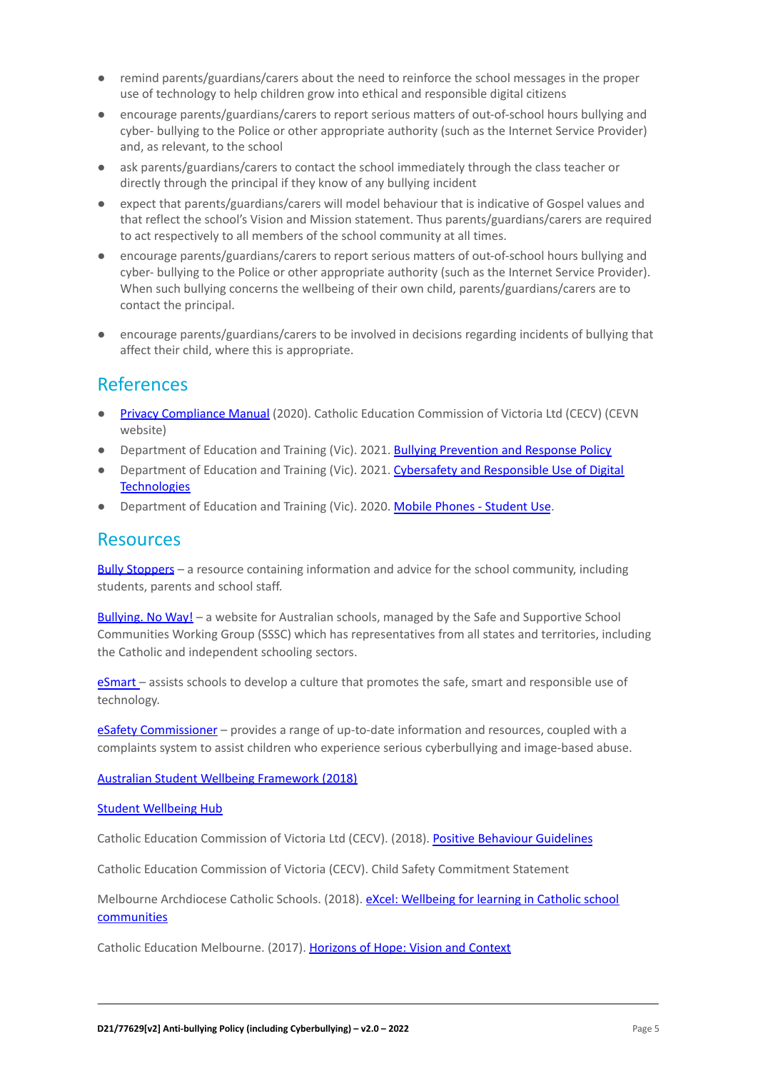- remind parents/guardians/carers about the need to reinforce the school messages in the proper use of technology to help children grow into ethical and responsible digital citizens
- encourage parents/guardians/carers to report serious matters of out-of-school hours bullying and cyber- bullying to the Police or other appropriate authority (such as the Internet Service Provider) and, as relevant, to the school
- ask parents/guardians/carers to contact the school immediately through the class teacher or directly through the principal if they know of any bullying incident
- expect that parents/guardians/carers will model behaviour that is indicative of Gospel values and that reflect the school's Vision and Mission statement. Thus parents/guardians/carers are required to act respectively to all members of the school community at all times.
- encourage parents/guardians/carers to report serious matters of out-of-school hours bullying and cyber- bullying to the Police or other appropriate authority (such as the Internet Service Provider). When such bullying concerns the wellbeing of their own child, parents/guardians/carers are to contact the principal.
- encourage parents/guardians/carers to be involved in decisions regarding incidents of bullying that affect their child, where this is appropriate.

## References

- Privacy Compliance Manual (2020). Catholic Education Commission of Victoria Ltd (CECV) (CEVN website)
- Department of Education and Training (Vic). 2021. Bullying Prevention and Response Policy
- Department of Education and Training (Vic). 2021. Cybersafety and Responsible Use of Digital Technologies
- Department of Education and Training (Vic). 2020. Mobile Phones - Student Use.

## Resources

Bully Stoppers – a resource containing information and advice for the school community, including students, parents and school staff.

Bullying. No Way! – a website for Australian schools, managed by the Safe and Supportive School Communities Working Group (SSSC) which has representatives from all states and territories, including the Catholic and independent schooling sectors.

eSmart – assists schools to develop a culture that promotes the safe, smart and responsible use of technology.

eSafety Commissioner – provides a range of up-to-date information and resources, coupled with a complaints system to assist children who experience serious cyberbullying and image-based abuse.

Australian Student Wellbeing Framework (2018)

Student Wellbeing Hub

Catholic Education Commission of Victoria Ltd (CECV). (2018). Positive Behaviour Guidelines

Catholic Education Commission of Victoria (CECV). Child Safety Commitment Statement

Melbourne Archdiocese Catholic Schools. (2018). eXcel: Wellbeing for learning in Catholic school communities

Catholic Education Melbourne. (2017). Horizons of Hope: Vision and Context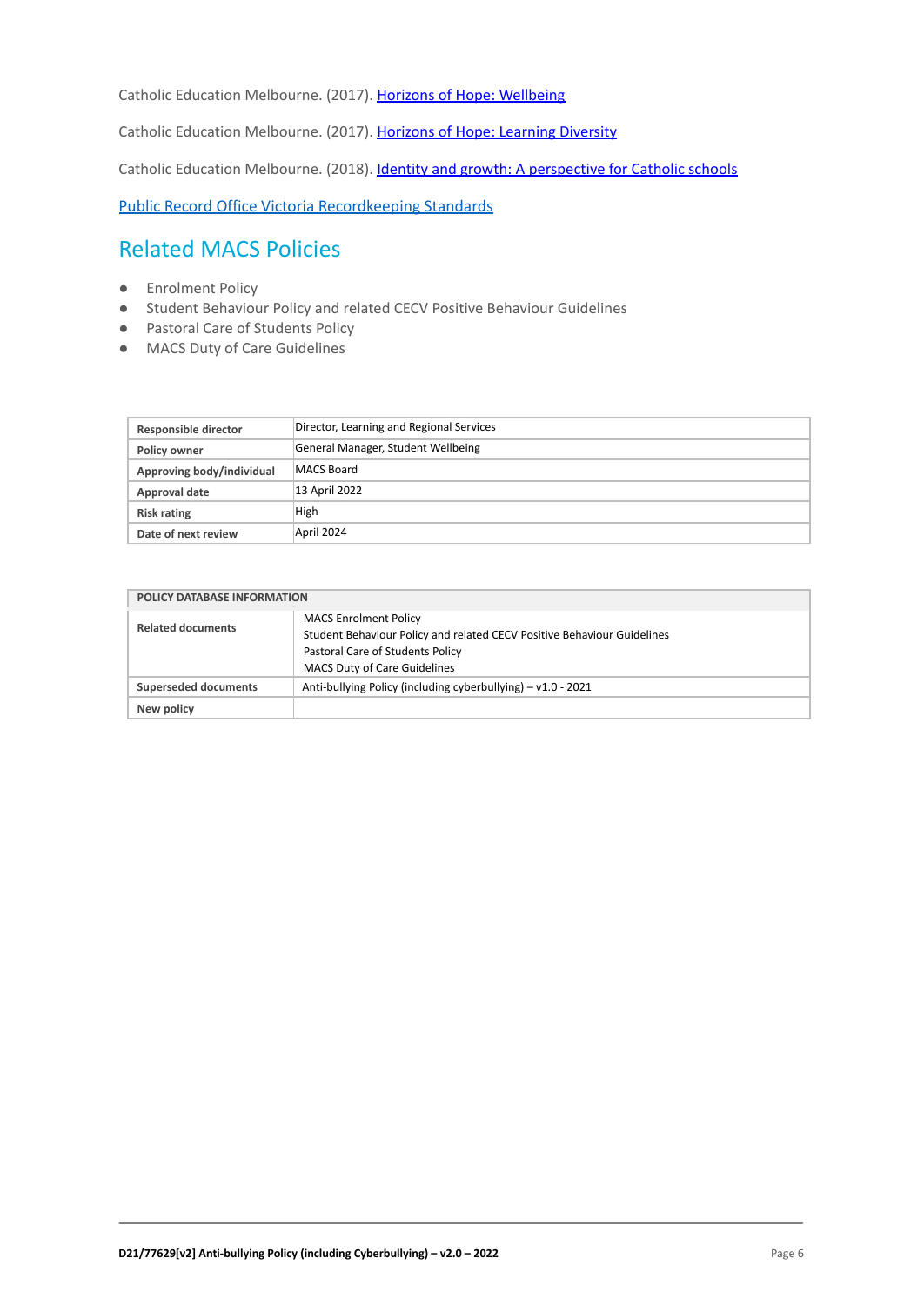Catholic Education Melbourne. (2017). Horizons of Hope: Wellbeing

Catholic Education Melbourne. (2017). Horizons of Hope: Learning Diversity

Catholic Education Melbourne. (2018). Identity and growth: A perspective for Catholic schools

Public Record Office Victoria Recordkeeping Standards

## Related MACS Policies

- Enrolment Policy
- Student Behaviour Policy and related CECV Positive Behaviour Guidelines
- Pastoral Care of Students Policy
- MACS Duty of Care Guidelines

| | |
|---|---|
| **Responsible director** | Director, Learning and Regional Services |
| **Policy owner** | General Manager, Student Wellbeing |
| **Approving body/individual** | MACS Board |
| **Approval date** | 13 April 2022 |
| **Risk rating** | High |
| **Date of next review** | April 2024 |

| **POLICY DATABASE INFORMATION** | |
|---|---|
| **Related documents** | MACS Enrolment Policy<br>Student Behaviour Policy and related CECV Positive Behaviour Guidelines<br>Pastoral Care of Students Policy<br>MACS Duty of Care Guidelines |
| **Superseded documents** | Anti-bullying Policy (including cyberbullying) – v1.0 - 2021 |
| **New policy** | |